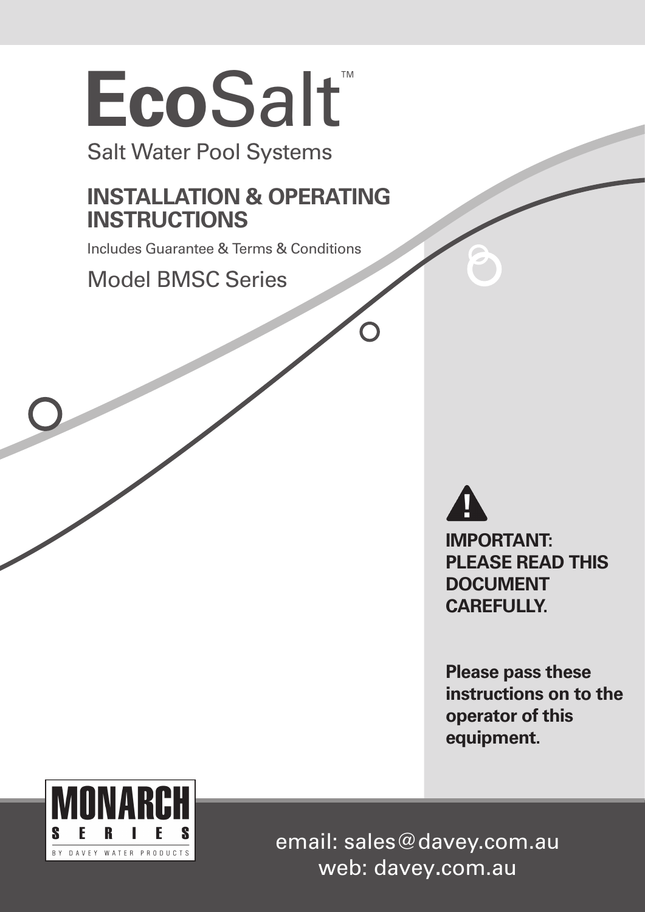# **Eco**Salt™

Salt Water Pool Systems

## INSTALLATION & OPERATING INSTRUCTIONS

Includes Guarantee & Terms & Conditions

Model BMSC Series

**IMPORTANT: PLEASE READ THIS DOCUMENT CAREFULLY.**

**Please pass these instructions on to the operator of this equipment.**

MONARCH SERIES BY DAVEY WATER PRODUCTS

email: sales@davey.com.au
web: davey.com.au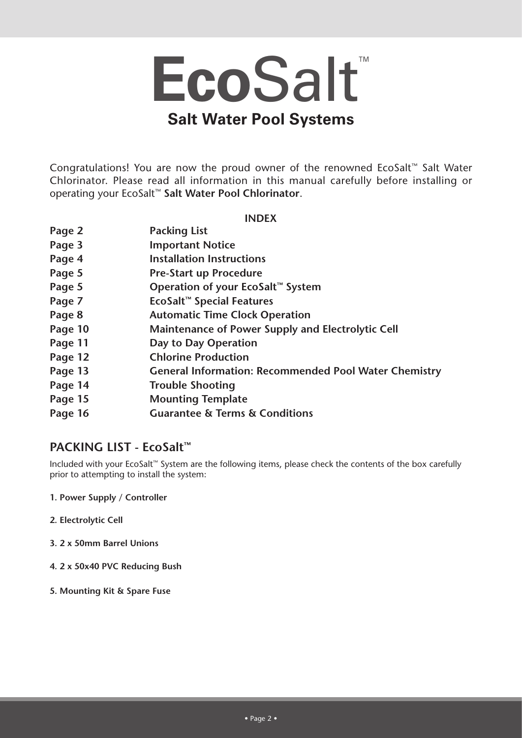# EcoSalt™

## Salt Water Pool Systems

Congratulations! You are now the proud owner of the renowned EcoSalt™ Salt Water Chlorinator. Please read all information in this manual carefully before installing or operating your EcoSalt™ **Salt Water Pool Chlorinator**.

**INDEX**

| | |
|---|---|
| **Page 2** | **Packing List** |
| **Page 3** | **Important Notice** |
| **Page 4** | **Installation Instructions** |
| **Page 5** | **Pre-Start up Procedure** |
| **Page 5** | **Operation of your EcoSalt™ System** |
| **Page 7** | **EcoSalt™ Special Features** |
| **Page 8** | **Automatic Time Clock Operation** |
| **Page 10** | **Maintenance of Power Supply and Electrolytic Cell** |
| **Page 11** | **Day to Day Operation** |
| **Page 12** | **Chlorine Production** |
| **Page 13** | **General Information: Recommended Pool Water Chemistry** |
| **Page 14** | **Trouble Shooting** |
| **Page 15** | **Mounting Template** |
| **Page 16** | **Guarantee & Terms & Conditions** |

## PACKING LIST - EcoSalt™

Included with your EcoSalt™ System are the following items, please check the contents of the box carefully prior to attempting to install the system:

**1. Power Supply / Controller**

**2. Electrolytic Cell**

**3. 2 x 50mm Barrel Unions**

**4. 2 x 50x40 PVC Reducing Bush**

**5. Mounting Kit & Spare Fuse**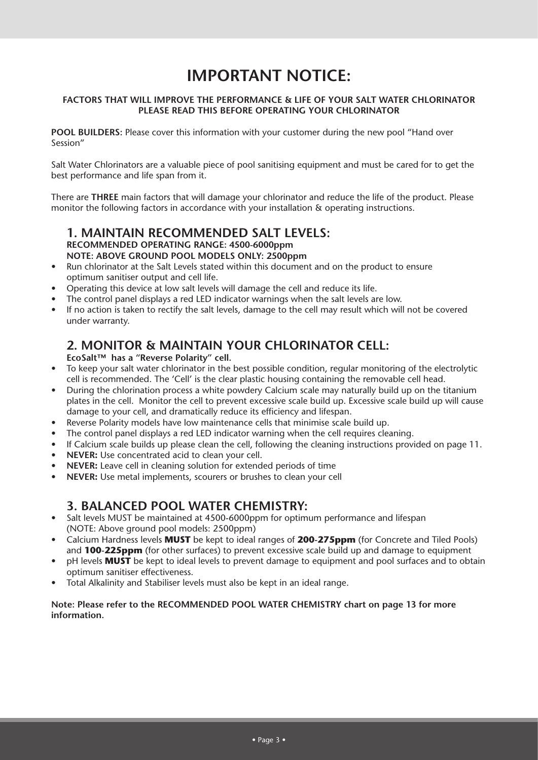# IMPORTANT NOTICE:

**FACTORS THAT WILL IMPROVE THE PERFORMANCE & LIFE OF YOUR SALT WATER CHLORINATOR**
**PLEASE READ THIS BEFORE OPERATING YOUR CHLORINATOR**

**POOL BUILDERS:** Please cover this information with your customer during the new pool "Hand over Session"

Salt Water Chlorinators are a valuable piece of pool sanitising equipment and must be cared for to get the best performance and life span from it.

There are **THREE** main factors that will damage your chlorinator and reduce the life of the product. Please monitor the following factors in accordance with your installation & operating instructions.

## 1. MAINTAIN RECOMMENDED SALT LEVELS:

**RECOMMENDED OPERATING RANGE: 4500-6000ppm**
**NOTE: ABOVE GROUND POOL MODELS ONLY: 2500ppm**

- Run chlorinator at the Salt Levels stated within this document and on the product to ensure optimum sanitiser output and cell life.
- Operating this device at low salt levels will damage the cell and reduce its life.
- The control panel displays a red LED indicator warnings when the salt levels are low.
- If no action is taken to rectify the salt levels, damage to the cell may result which will not be covered under warranty.

## 2. MONITOR & MAINTAIN YOUR CHLORINATOR CELL:

**EcoSalt™ has a "Reverse Polarity" cell.**

- To keep your salt water chlorinator in the best possible condition, regular monitoring of the electrolytic cell is recommended. The 'Cell' is the clear plastic housing containing the removable cell head.
- During the chlorination process a white powdery Calcium scale may naturally build up on the titanium plates in the cell. Monitor the cell to prevent excessive scale build up. Excessive scale build up will cause damage to your cell, and dramatically reduce its efficiency and lifespan.
- Reverse Polarity models have low maintenance cells that minimise scale build up.
- The control panel displays a red LED indicator warning when the cell requires cleaning.
- If Calcium scale builds up please clean the cell, following the cleaning instructions provided on page 11.
- **NEVER:** Use concentrated acid to clean your cell.
- **NEVER:** Leave cell in cleaning solution for extended periods of time
- **NEVER:** Use metal implements, scourers or brushes to clean your cell

## 3. BALANCED POOL WATER CHEMISTRY:

- Salt levels MUST be maintained at 4500-6000ppm for optimum performance and lifespan (NOTE: Above ground pool models: 2500ppm)
- Calcium Hardness levels **MUST** be kept to ideal ranges of **200-275ppm** (for Concrete and Tiled Pools) and **100-225ppm** (for other surfaces) to prevent excessive scale build up and damage to equipment
- pH levels **MUST** be kept to ideal levels to prevent damage to equipment and pool surfaces and to obtain optimum sanitiser effectiveness.
- Total Alkalinity and Stabiliser levels must also be kept in an ideal range.

**Note: Please refer to the RECOMMENDED POOL WATER CHEMISTRY chart on page 13 for more information.**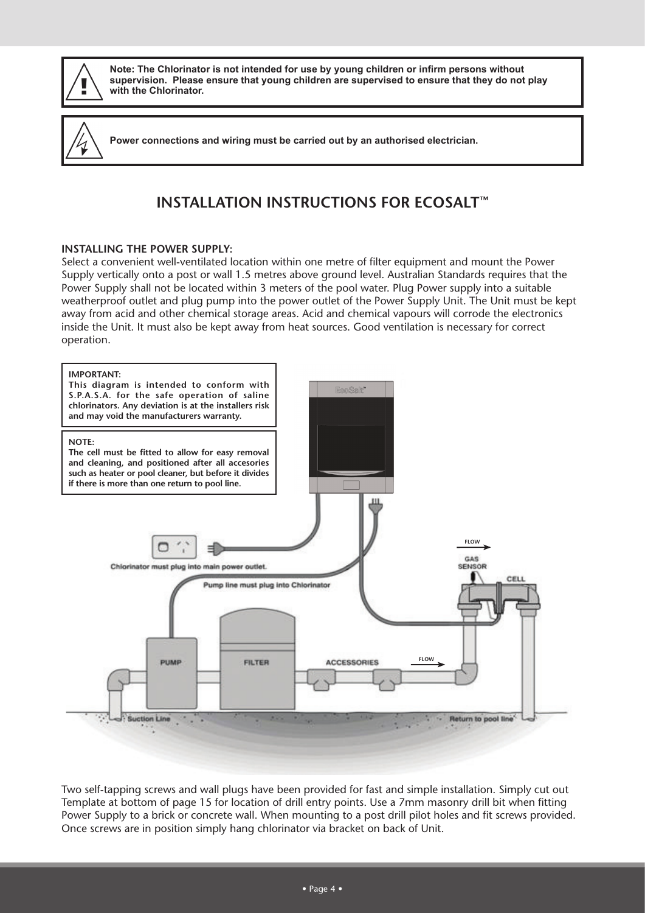**Note: The Chlorinator is not intended for use by young children or infirm persons without supervision. Please ensure that young children are supervised to ensure that they do not play with the Chlorinator.**

**Power connections and wiring must be carried out by an authorised electrician.**

## INSTALLATION INSTRUCTIONS FOR ECOSALT™

**INSTALLING THE POWER SUPPLY:**

Select a convenient well-ventilated location within one metre of filter equipment and mount the Power Supply vertically onto a post or wall 1.5 metres above ground level. Australian Standards requires that the Power Supply shall not be located within 3 meters of the pool water. Plug Power supply into a suitable weatherproof outlet and plug pump into the power outlet of the Power Supply Unit. The Unit must be kept away from acid and other chemical storage areas. Acid and chemical vapours will corrode the electronics inside the Unit. It must also be kept away from heat sources. Good ventilation is necessary for correct operation.

**IMPORTANT:**
**This diagram is intended to conform with S.P.A.S.A. for the safe operation of saline chlorinators. Any deviation is at the installers risk and may void the manufacturers warranty.**

**NOTE:**
**The cell must be fitted to allow for easy removal and cleaning, and positioned after all accesories such as heater or pool cleaner, but before it divides if there is more than one return to pool line.**

Chlorinator must plug into main power outlet.

Pump line must plug into Chlorinator

PUMP

FILTER

ACCESSORIES

FLOW

GAS SENSOR

CELL

Suction Line

Return to pool line

Two self-tapping screws and wall plugs have been provided for fast and simple installation. Simply cut out Template at bottom of page 15 for location of drill entry points. Use a 7mm masonry drill bit when fitting Power Supply to a brick or concrete wall. When mounting to a post drill pilot holes and fit screws provided. Once screws are in position simply hang chlorinator via bracket on back of Unit.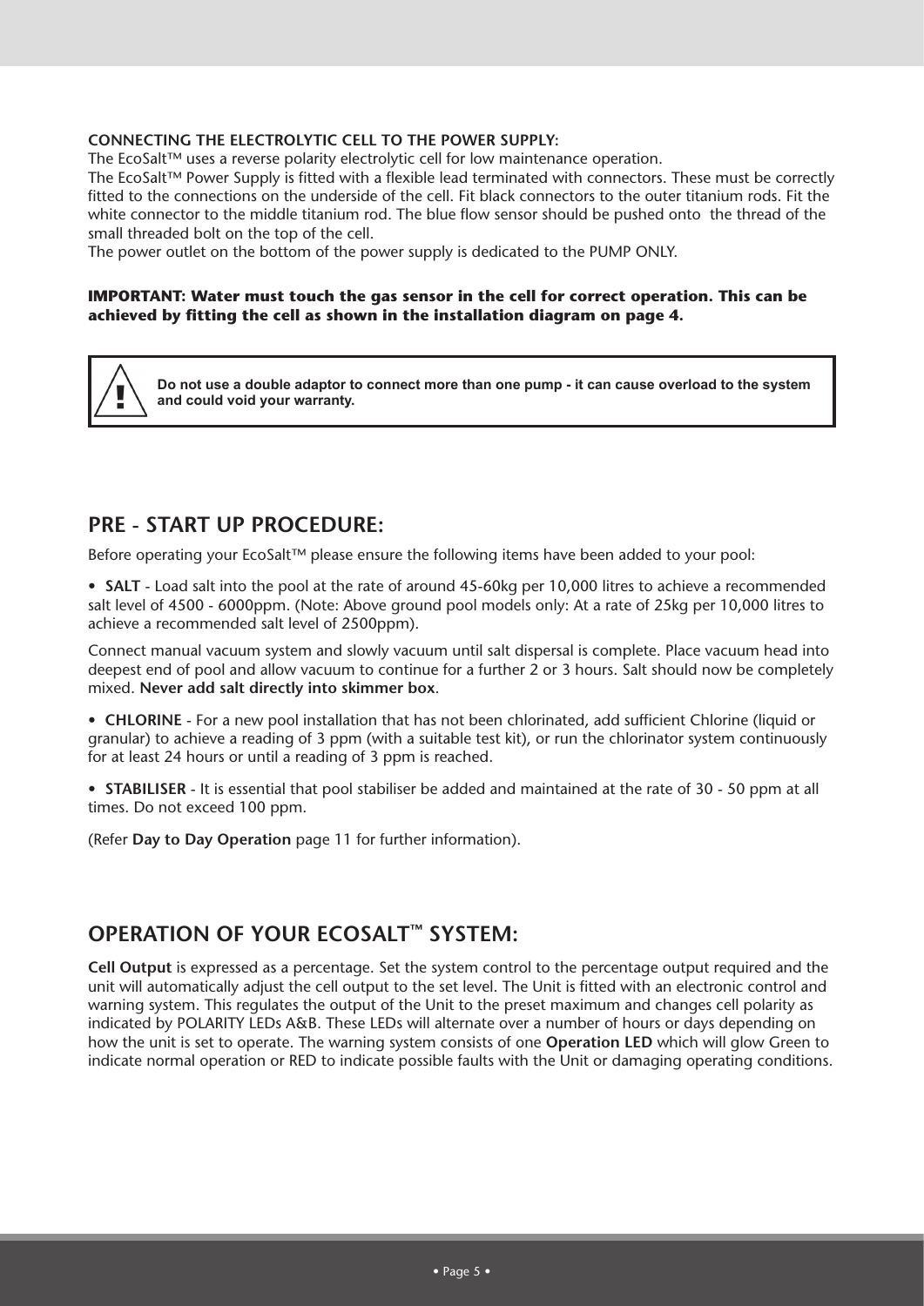**CONNECTING THE ELECTROLYTIC CELL TO THE POWER SUPPLY:**
The EcoSalt™ uses a reverse polarity electrolytic cell for low maintenance operation.
The EcoSalt™ Power Supply is fitted with a flexible lead terminated with connectors. These must be correctly fitted to the connections on the underside of the cell. Fit black connectors to the outer titanium rods. Fit the white connector to the middle titanium rod. The blue flow sensor should be pushed onto the thread of the small threaded bolt on the top of the cell.
The power outlet on the bottom of the power supply is dedicated to the PUMP ONLY.

**IMPORTANT: Water must touch the gas sensor in the cell for correct operation. This can be achieved by fitting the cell as shown in the installation diagram on page 4.**

> **!** **Do not use a double adaptor to connect more than one pump - it can cause overload to the system and could void your warranty.**

## PRE - START UP PROCEDURE:

Before operating your EcoSalt™ please ensure the following items have been added to your pool:

- **SALT** - Load salt into the pool at the rate of around 45-60kg per 10,000 litres to achieve a recommended salt level of 4500 - 6000ppm. (Note: Above ground pool models only: At a rate of 25kg per 10,000 litres to achieve a recommended salt level of 2500ppm).

Connect manual vacuum system and slowly vacuum until salt dispersal is complete. Place vacuum head into deepest end of pool and allow vacuum to continue for a further 2 or 3 hours. Salt should now be completely mixed. **Never add salt directly into skimmer box**.

- **CHLORINE** - For a new pool installation that has not been chlorinated, add sufficient Chlorine (liquid or granular) to achieve a reading of 3 ppm (with a suitable test kit), or run the chlorinator system continuously for at least 24 hours or until a reading of 3 ppm is reached.

- **STABILISER** - It is essential that pool stabiliser be added and maintained at the rate of 30 - 50 ppm at all times. Do not exceed 100 ppm.

(Refer **Day to Day Operation** page 11 for further information).

## OPERATION OF YOUR ECOSALT™ SYSTEM:

**Cell Output** is expressed as a percentage. Set the system control to the percentage output required and the unit will automatically adjust the cell output to the set level. The Unit is fitted with an electronic control and warning system. This regulates the output of the Unit to the preset maximum and changes cell polarity as indicated by POLARITY LEDs A&B. These LEDs will alternate over a number of hours or days depending on how the unit is set to operate. The warning system consists of one **Operation LED** which will glow Green to indicate normal operation or RED to indicate possible faults with the Unit or damaging operating conditions.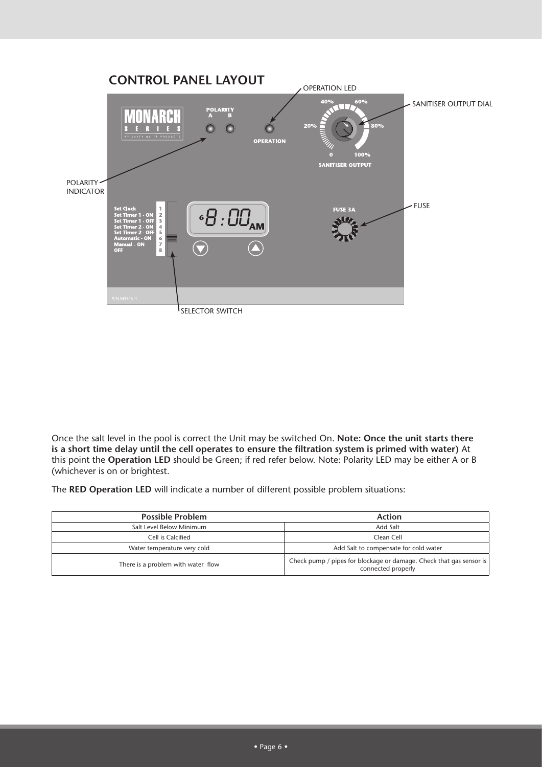## CONTROL PANEL LAYOUT

OPERATION LED

SANITISER OUTPUT DIAL

POLARITY INDICATOR

FUSE

SELECTOR SWITCH

MONARCH SERIES BY DAVEY WATER PRODUCTS

POLARITY A B

OPERATION

SANITISER OUTPUT

FUSE 3A

Set Clock 1
Set Timer 1 - ON 2
Set Timer 1 - OFF 3
Set Timer 2 - ON 4
Set Timer 2 - OFF 5
Automatic - ON 6
Manual - ON 7
OFF 8

P/N M3313-1

Once the salt level in the pool is correct the Unit may be switched On. **Note: Once the unit starts there is a short time delay until the cell operates to ensure the filtration system is primed with water)** At this point the **Operation LED** should be Green; if red refer below. Note: Polarity LED may be either A or B (whichever is on or brightest.

The **RED Operation LED** will indicate a number of different possible problem situations:

| Possible Problem | Action |
|---|---|
| Salt Level Below Minimum | Add Salt |
| Cell is Calcified | Clean Cell |
| Water temperature very cold | Add Salt to compensate for cold water |
| There is a problem with water flow | Check pump / pipes for blockage or damage. Check that gas sensor is connected properly |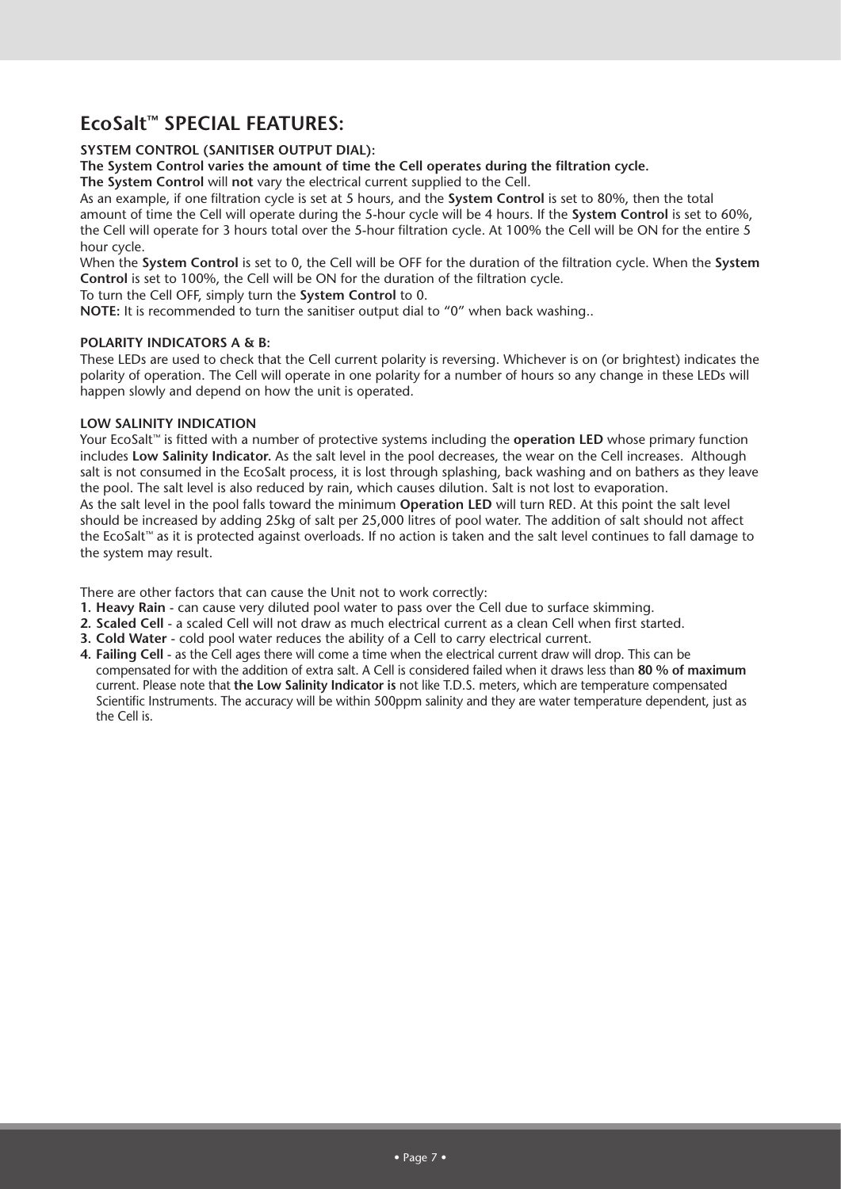## EcoSalt™ SPECIAL FEATURES:

**SYSTEM CONTROL (SANITISER OUTPUT DIAL):**

**The System Control varies the amount of time the Cell operates during the filtration cycle.**

**The System Control** will **not** vary the electrical current supplied to the Cell.

As an example, if one filtration cycle is set at 5 hours, and the **System Control** is set to 80%, then the total amount of time the Cell will operate during the 5-hour cycle will be 4 hours. If the **System Control** is set to 60%, the Cell will operate for 3 hours total over the 5-hour filtration cycle. At 100% the Cell will be ON for the entire 5 hour cycle.

When the **System Control** is set to 0, the Cell will be OFF for the duration of the filtration cycle. When the **System Control** is set to 100%, the Cell will be ON for the duration of the filtration cycle.

To turn the Cell OFF, simply turn the **System Control** to 0.

**NOTE:** It is recommended to turn the sanitiser output dial to "0" when back washing..

**POLARITY INDICATORS A & B:**

These LEDs are used to check that the Cell current polarity is reversing. Whichever is on (or brightest) indicates the polarity of operation. The Cell will operate in one polarity for a number of hours so any change in these LEDs will happen slowly and depend on how the unit is operated.

**LOW SALINITY INDICATION**

Your EcoSalt™ is fitted with a number of protective systems including the **operation LED** whose primary function includes **Low Salinity Indicator.** As the salt level in the pool decreases, the wear on the Cell increases. Although salt is not consumed in the EcoSalt process, it is lost through splashing, back washing and on bathers as they leave the pool. The salt level is also reduced by rain, which causes dilution. Salt is not lost to evaporation.

As the salt level in the pool falls toward the minimum **Operation LED** will turn RED. At this point the salt level should be increased by adding 25kg of salt per 25,000 litres of pool water. The addition of salt should not affect the EcoSalt™ as it is protected against overloads. If no action is taken and the salt level continues to fall damage to the system may result.

There are other factors that can cause the Unit not to work correctly:

1. **Heavy Rain** - can cause very diluted pool water to pass over the Cell due to surface skimming.
2. **Scaled Cell** - a scaled Cell will not draw as much electrical current as a clean Cell when first started.
3. **Cold Water** - cold pool water reduces the ability of a Cell to carry electrical current.
4. **Failing Cell** - as the Cell ages there will come a time when the electrical current draw will drop. This can be compensated for with the addition of extra salt. A Cell is considered failed when it draws less than **80 % of maximum** current. Please note that **the Low Salinity Indicator is** not like T.D.S. meters, which are temperature compensated Scientific Instruments. The accuracy will be within 500ppm salinity and they are water temperature dependent, just as the Cell is.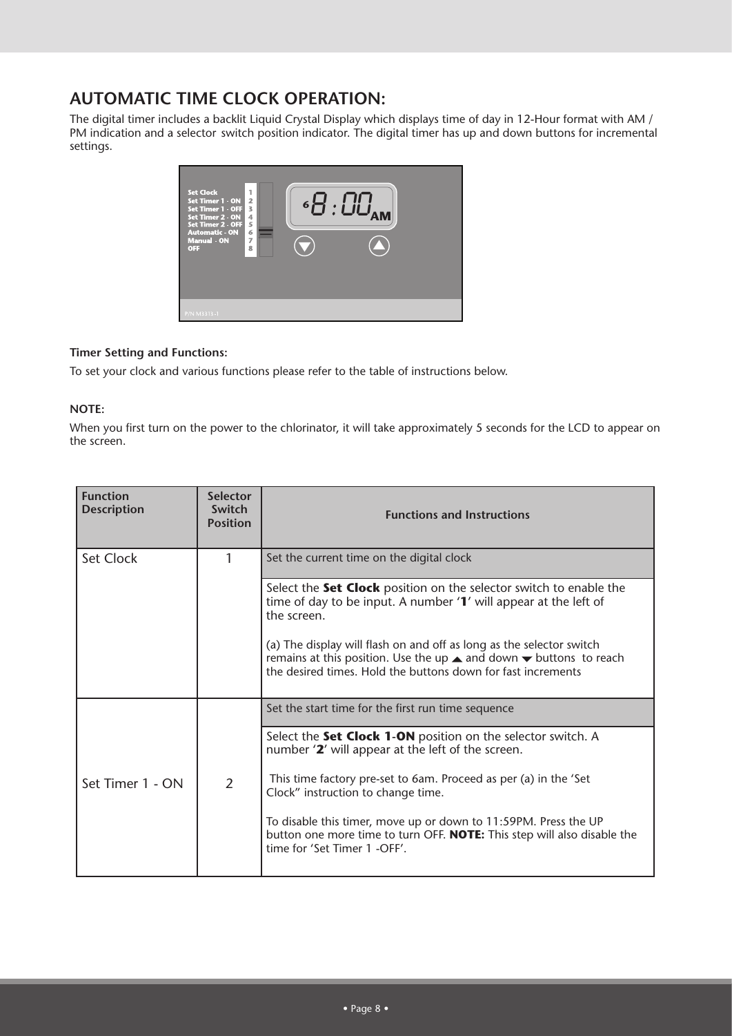## AUTOMATIC TIME CLOCK OPERATION:

The digital timer includes a backlit Liquid Crystal Display which displays time of day in 12-Hour format with AM / PM indication and a selector switch position indicator. The digital timer has up and down buttons for incremental settings.

**Timer Setting and Functions:**

To set your clock and various functions please refer to the table of instructions below.

**NOTE:**

When you first turn on the power to the chlorinator, it will take approximately 5 seconds for the LCD to appear on the screen.

| Function Description | Selector Switch Position | Functions and Instructions |
|---|---|---|
| Set Clock | 1 | Set the current time on the digital clock |
| | | Select the **Set Clock** position on the selector switch to enable the time of day to be input. A number '**1**' will appear at the left of the screen.<br><br>(a) The display will flash on and off as long as the selector switch remains at this position. Use the up ▲ and down ▼ buttons to reach the desired times. Hold the buttons down for fast increments |
| Set Timer 1 - ON | 2 | Set the start time for the first run time sequence |
| | | Select the **Set Clock 1**-**ON** position on the selector switch. A number '**2**' will appear at the left of the screen.<br><br>This time factory pre-set to 6am. Proceed as per (a) in the 'Set Clock" instruction to change time.<br><br>To disable this timer, move up or down to 11:59PM. Press the UP button one more time to turn OFF. **NOTE:** This step will also disable the time for 'Set Timer 1 -OFF'. |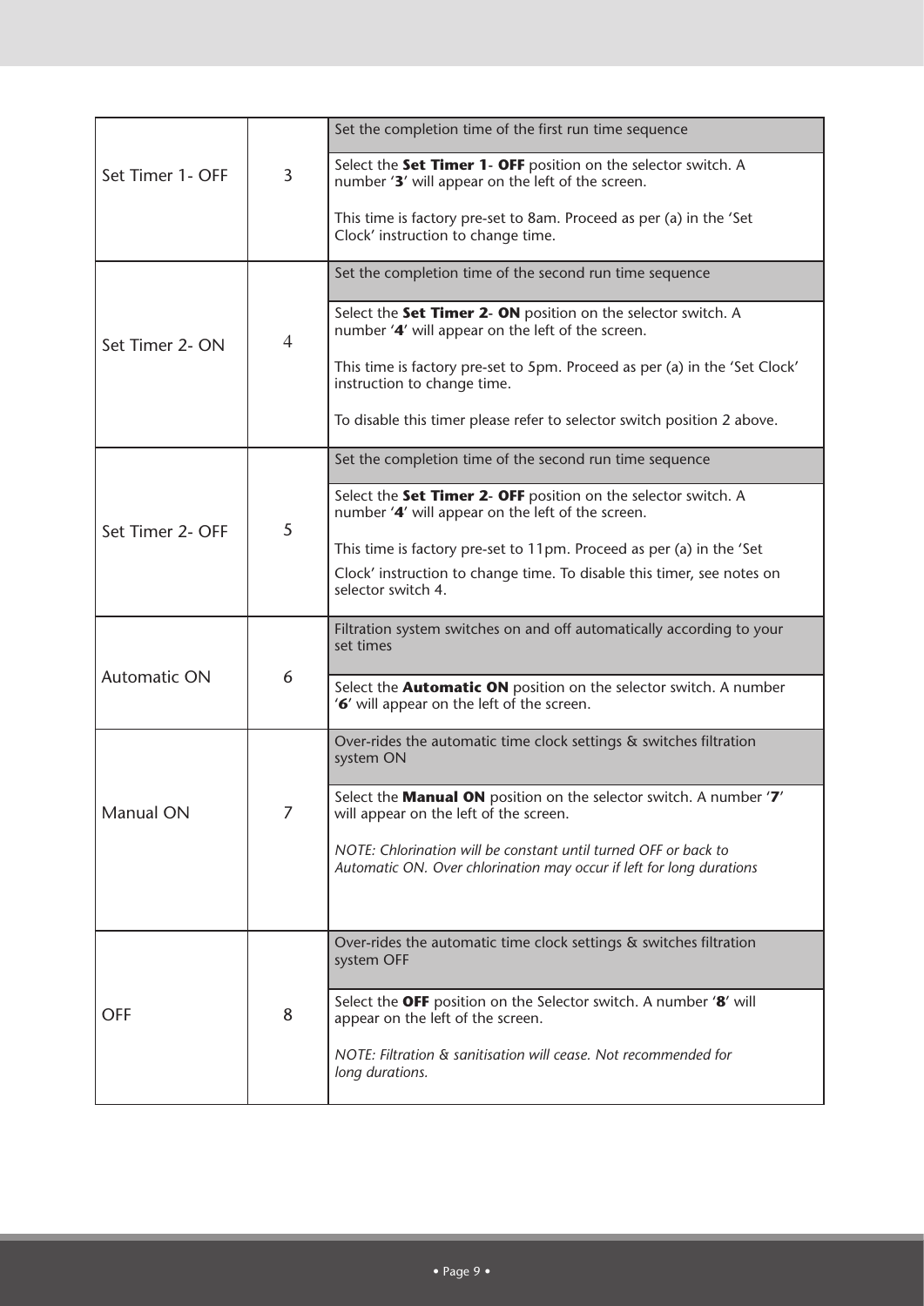| | | |
|---|---|---|
| Set Timer 1- OFF | 3 | Set the completion time of the first run time sequence<br><br>Select the **Set Timer 1- OFF** position on the selector switch. A number '**3**' will appear on the left of the screen.<br><br>This time is factory pre-set to 8am. Proceed as per (a) in the 'Set Clock' instruction to change time. |
| Set Timer 2- ON | 4 | Set the completion time of the second run time sequence<br><br>Select the **Set Timer 2- ON** position on the selector switch. A number '**4**' will appear on the left of the screen.<br><br>This time is factory pre-set to 5pm. Proceed as per (a) in the 'Set Clock' instruction to change time.<br><br>To disable this timer please refer to selector switch position 2 above. |
| Set Timer 2- OFF | 5 | Set the completion time of the second run time sequence<br><br>Select the **Set Timer 2- OFF** position on the selector switch. A number '**4**' will appear on the left of the screen.<br><br>This time is factory pre-set to 11pm. Proceed as per (a) in the 'Set Clock' instruction to change time. To disable this timer, see notes on selector switch 4. |
| Automatic ON | 6 | Filtration system switches on and off automatically according to your set times<br><br>Select the **Automatic ON** position on the selector switch. A number '**6**' will appear on the left of the screen. |
| Manual ON | 7 | Over-rides the automatic time clock settings & switches filtration system ON<br><br>Select the **Manual ON** position on the selector switch. A number '**7**' will appear on the left of the screen.<br><br>*NOTE: Chlorination will be constant until turned OFF or back to Automatic ON. Over chlorination may occur if left for long durations* |
| OFF | 8 | Over-rides the automatic time clock settings & switches filtration system OFF<br><br>Select the **OFF** position on the Selector switch. A number '**8**' will appear on the left of the screen.<br><br>*NOTE: Filtration & sanitisation will cease. Not recommended for long durations.* |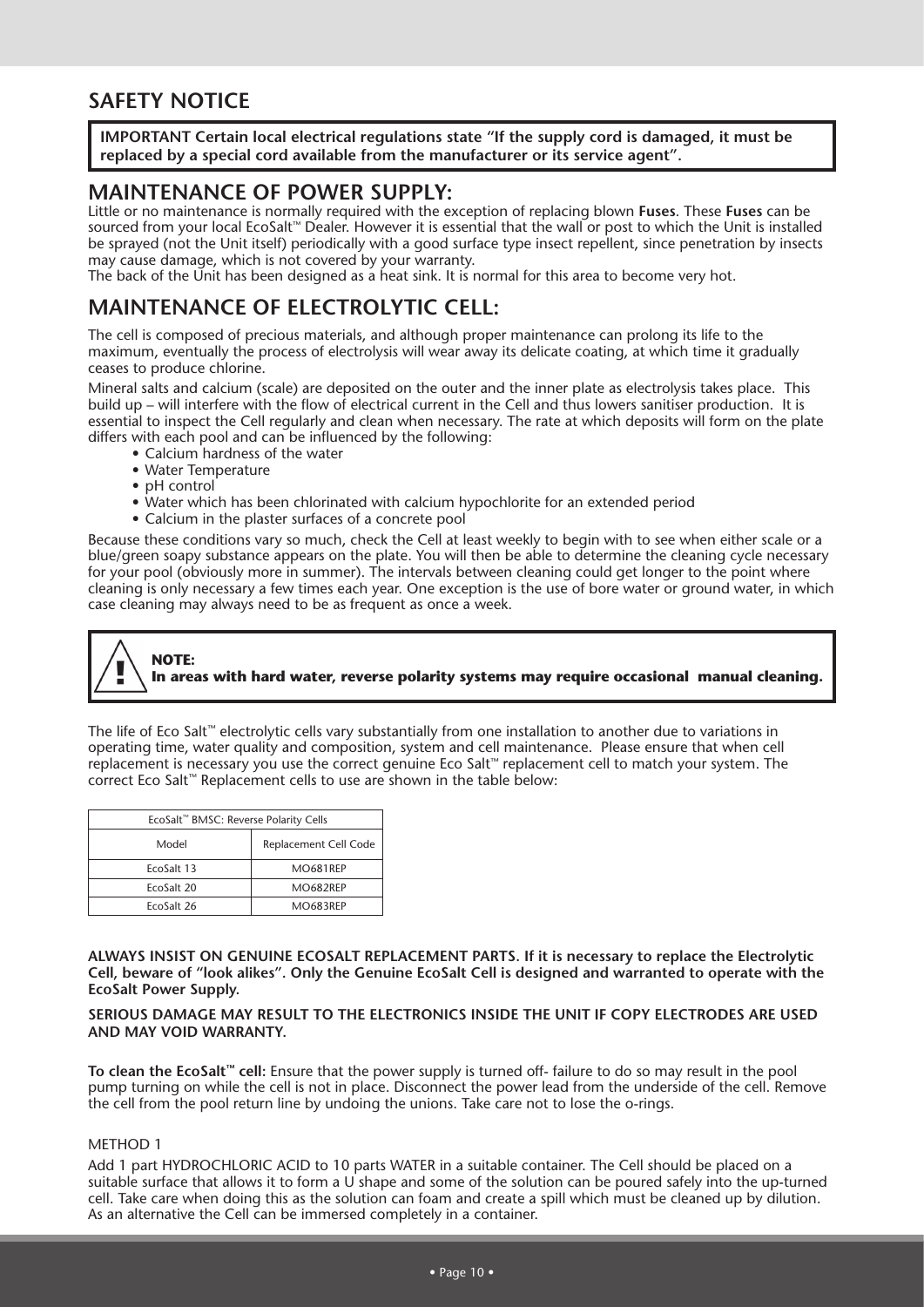## SAFETY NOTICE

**IMPORTANT Certain local electrical regulations state "If the supply cord is damaged, it must be replaced by a special cord available from the manufacturer or its service agent".**

## MAINTENANCE OF POWER SUPPLY:

Little or no maintenance is normally required with the exception of replacing blown **Fuses**. These **Fuses** can be sourced from your local EcoSalt™ Dealer. However it is essential that the wall or post to which the Unit is installed be sprayed (not the Unit itself) periodically with a good surface type insect repellent, since penetration by insects may cause damage, which is not covered by your warranty.
The back of the Unit has been designed as a heat sink. It is normal for this area to become very hot.

## MAINTENANCE OF ELECTROLYTIC CELL:

The cell is composed of precious materials, and although proper maintenance can prolong its life to the maximum, eventually the process of electrolysis will wear away its delicate coating, at which time it gradually ceases to produce chlorine.

Mineral salts and calcium (scale) are deposited on the outer and the inner plate as electrolysis takes place. This build up – will interfere with the flow of electrical current in the Cell and thus lowers sanitiser production. It is essential to inspect the Cell regularly and clean when necessary. The rate at which deposits will form on the plate differs with each pool and can be influenced by the following:

- Calcium hardness of the water
- Water Temperature
- pH control
- Water which has been chlorinated with calcium hypochlorite for an extended period
- Calcium in the plaster surfaces of a concrete pool

Because these conditions vary so much, check the Cell at least weekly to begin with to see when either scale or a blue/green soapy substance appears on the plate. You will then be able to determine the cleaning cycle necessary for your pool (obviously more in summer). The intervals between cleaning could get longer to the point where cleaning is only necessary a few times each year. One exception is the use of bore water or ground water, in which case cleaning may always need to be as frequent as once a week.

**NOTE:**
**In areas with hard water, reverse polarity systems may require occasional manual cleaning.**

The life of Eco Salt™ electrolytic cells vary substantially from one installation to another due to variations in operating time, water quality and composition, system and cell maintenance. Please ensure that when cell replacement is necessary you use the correct genuine Eco Salt™ replacement cell to match your system. The correct Eco Salt™ Replacement cells to use are shown in the table below:

| EcoSalt™ BMSC: Reverse Polarity Cells | |
|---|---|
| Model | Replacement Cell Code |
| EcoSalt 13 | MO681REP |
| EcoSalt 20 | MO682REP |
| EcoSalt 26 | MO683REP |

**ALWAYS INSIST ON GENUINE ECOSALT REPLACEMENT PARTS. If it is necessary to replace the Electrolytic Cell, beware of "look alikes". Only the Genuine EcoSalt Cell is designed and warranted to operate with the EcoSalt Power Supply.**

**SERIOUS DAMAGE MAY RESULT TO THE ELECTRONICS INSIDE THE UNIT IF COPY ELECTRODES ARE USED AND MAY VOID WARRANTY.**

**To clean the EcoSalt™ cell:** Ensure that the power supply is turned off- failure to do so may result in the pool pump turning on while the cell is not in place. Disconnect the power lead from the underside of the cell. Remove the cell from the pool return line by undoing the unions. Take care not to lose the o-rings.

METHOD 1

Add 1 part HYDROCHLORIC ACID to 10 parts WATER in a suitable container. The Cell should be placed on a suitable surface that allows it to form a U shape and some of the solution can be poured safely into the up-turned cell. Take care when doing this as the solution can foam and create a spill which must be cleaned up by dilution. As an alternative the Cell can be immersed completely in a container.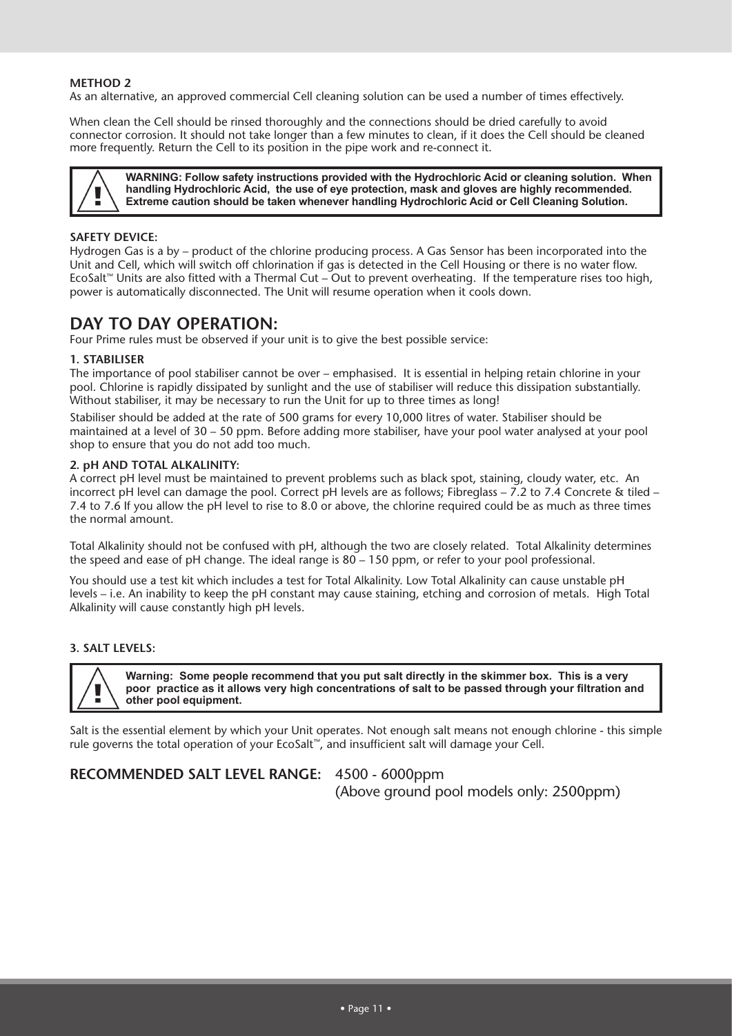**METHOD 2**
As an alternative, an approved commercial Cell cleaning solution can be used a number of times effectively.

When clean the Cell should be rinsed thoroughly and the connections should be dried carefully to avoid connector corrosion. It should not take longer than a few minutes to clean, if it does the Cell should be cleaned more frequently. Return the Cell to its position in the pipe work and re-connect it.

> **WARNING: Follow safety instructions provided with the Hydrochloric Acid or cleaning solution. When handling Hydrochloric Acid, the use of eye protection, mask and gloves are highly recommended. Extreme caution should be taken whenever handling Hydrochloric Acid or Cell Cleaning Solution.**

**SAFETY DEVICE:**
Hydrogen Gas is a by – product of the chlorine producing process. A Gas Sensor has been incorporated into the Unit and Cell, which will switch off chlorination if gas is detected in the Cell Housing or there is no water flow. EcoSalt™ Units are also fitted with a Thermal Cut – Out to prevent overheating. If the temperature rises too high, power is automatically disconnected. The Unit will resume operation when it cools down.

## DAY TO DAY OPERATION:

Four Prime rules must be observed if your unit is to give the best possible service:

**1. STABILISER**
The importance of pool stabiliser cannot be over – emphasised. It is essential in helping retain chlorine in your pool. Chlorine is rapidly dissipated by sunlight and the use of stabiliser will reduce this dissipation substantially. Without stabiliser, it may be necessary to run the Unit for up to three times as long!

Stabiliser should be added at the rate of 500 grams for every 10,000 litres of water. Stabiliser should be maintained at a level of 30 – 50 ppm. Before adding more stabiliser, have your pool water analysed at your pool shop to ensure that you do not add too much.

**2. pH AND TOTAL ALKALINITY:**
A correct pH level must be maintained to prevent problems such as black spot, staining, cloudy water, etc. An incorrect pH level can damage the pool. Correct pH levels are as follows; Fibreglass – 7.2 to 7.4 Concrete & tiled – 7.4 to 7.6 If you allow the pH level to rise to 8.0 or above, the chlorine required could be as much as three times the normal amount.

Total Alkalinity should not be confused with pH, although the two are closely related. Total Alkalinity determines the speed and ease of pH change. The ideal range is 80 – 150 ppm, or refer to your pool professional.

You should use a test kit which includes a test for Total Alkalinity. Low Total Alkalinity can cause unstable pH levels – i.e. An inability to keep the pH constant may cause staining, etching and corrosion of metals. High Total Alkalinity will cause constantly high pH levels.

**3. SALT LEVELS:**

> **Warning: Some people recommend that you put salt directly in the skimmer box. This is a very poor practice as it allows very high concentrations of salt to be passed through your filtration and other pool equipment.**

Salt is the essential element by which your Unit operates. Not enough salt means not enough chlorine - this simple rule governs the total operation of your EcoSalt™, and insufficient salt will damage your Cell.

**RECOMMENDED SALT LEVEL RANGE:** 4500 - 6000ppm
(Above ground pool models only: 2500ppm)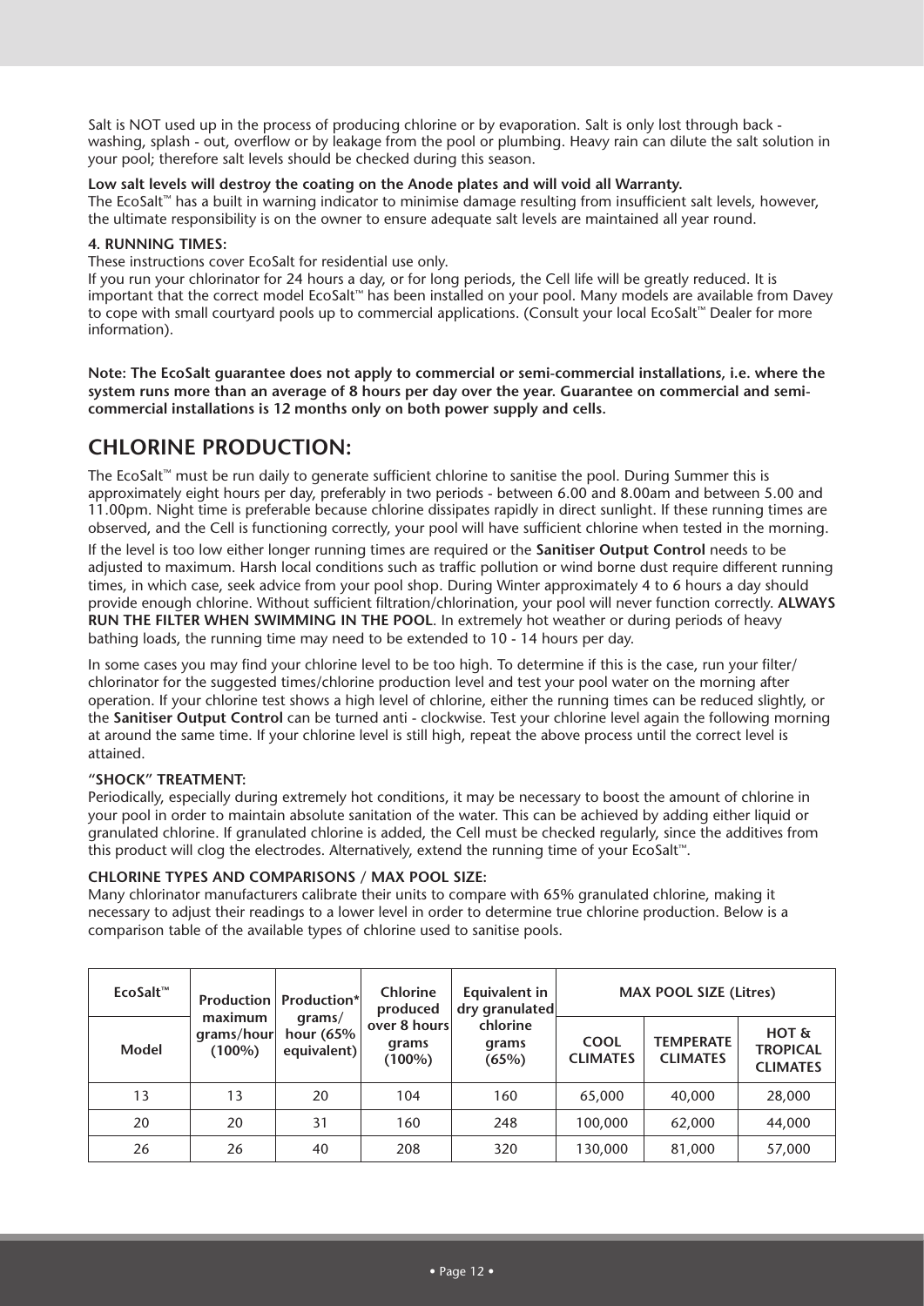Salt is NOT used up in the process of producing chlorine or by evaporation. Salt is only lost through back - washing, splash - out, overflow or by leakage from the pool or plumbing. Heavy rain can dilute the salt solution in your pool; therefore salt levels should be checked during this season.

**Low salt levels will destroy the coating on the Anode plates and will void all Warranty.**
The EcoSalt™ has a built in warning indicator to minimise damage resulting from insufficient salt levels, however, the ultimate responsibility is on the owner to ensure adequate salt levels are maintained all year round.

**4. RUNNING TIMES:**
These instructions cover EcoSalt for residential use only.
If you run your chlorinator for 24 hours a day, or for long periods, the Cell life will be greatly reduced. It is important that the correct model EcoSalt™ has been installed on your pool. Many models are available from Davey to cope with small courtyard pools up to commercial applications. (Consult your local EcoSalt™ Dealer for more information).

**Note: The EcoSalt guarantee does not apply to commercial or semi-commercial installations, i.e. where the system runs more than an average of 8 hours per day over the year. Guarantee on commercial and semi-commercial installations is 12 months only on both power supply and cells.**

## CHLORINE PRODUCTION:

The EcoSalt™ must be run daily to generate sufficient chlorine to sanitise the pool. During Summer this is approximately eight hours per day, preferably in two periods - between 6.00 and 8.00am and between 5.00 and 11.00pm. Night time is preferable because chlorine dissipates rapidly in direct sunlight. If these running times are observed, and the Cell is functioning correctly, your pool will have sufficient chlorine when tested in the morning.

If the level is too low either longer running times are required or the **Sanitiser Output Control** needs to be adjusted to maximum. Harsh local conditions such as traffic pollution or wind borne dust require different running times, in which case, seek advice from your pool shop. During Winter approximately 4 to 6 hours a day should provide enough chlorine. Without sufficient filtration/chlorination, your pool will never function correctly. **ALWAYS RUN THE FILTER WHEN SWIMMING IN THE POOL**. In extremely hot weather or during periods of heavy bathing loads, the running time may need to be extended to 10 - 14 hours per day.

In some cases you may find your chlorine level to be too high. To determine if this is the case, run your filter/chlorinator for the suggested times/chlorine production level and test your pool water on the morning after operation. If your chlorine test shows a high level of chlorine, either the running times can be reduced slightly, or the **Sanitiser Output Control** can be turned anti - clockwise. Test your chlorine level again the following morning at around the same time. If your chlorine level is still high, repeat the above process until the correct level is attained.

**"SHOCK" TREATMENT:**
Periodically, especially during extremely hot conditions, it may be necessary to boost the amount of chlorine in your pool in order to maintain absolute sanitation of the water. This can be achieved by adding either liquid or granulated chlorine. If granulated chlorine is added, the Cell must be checked regularly, since the additives from this product will clog the electrodes. Alternatively, extend the running time of your EcoSalt™.

**CHLORINE TYPES AND COMPARISONS / MAX POOL SIZE:**
Many chlorinator manufacturers calibrate their units to compare with 65% granulated chlorine, making it necessary to adjust their readings to a lower level in order to determine true chlorine production. Below is a comparison table of the available types of chlorine used to sanitise pools.

| EcoSalt™ | Production maximum grams/hour (100%) | Production* grams/ hour (65% equivalent) | Chlorine produced over 8 hours grams (100%) | Equivalent in dry granulated chlorine grams (65%) | MAX POOL SIZE (Litres) | | |
|---|---|---|---|---|---|---|---|
| Model | | | | | COOL CLIMATES | TEMPERATE CLIMATES | HOT & TROPICAL CLIMATES |
| 13 | 13 | 20 | 104 | 160 | 65,000 | 40,000 | 28,000 |
| 20 | 20 | 31 | 160 | 248 | 100,000 | 62,000 | 44,000 |
| 26 | 26 | 40 | 208 | 320 | 130,000 | 81,000 | 57,000 |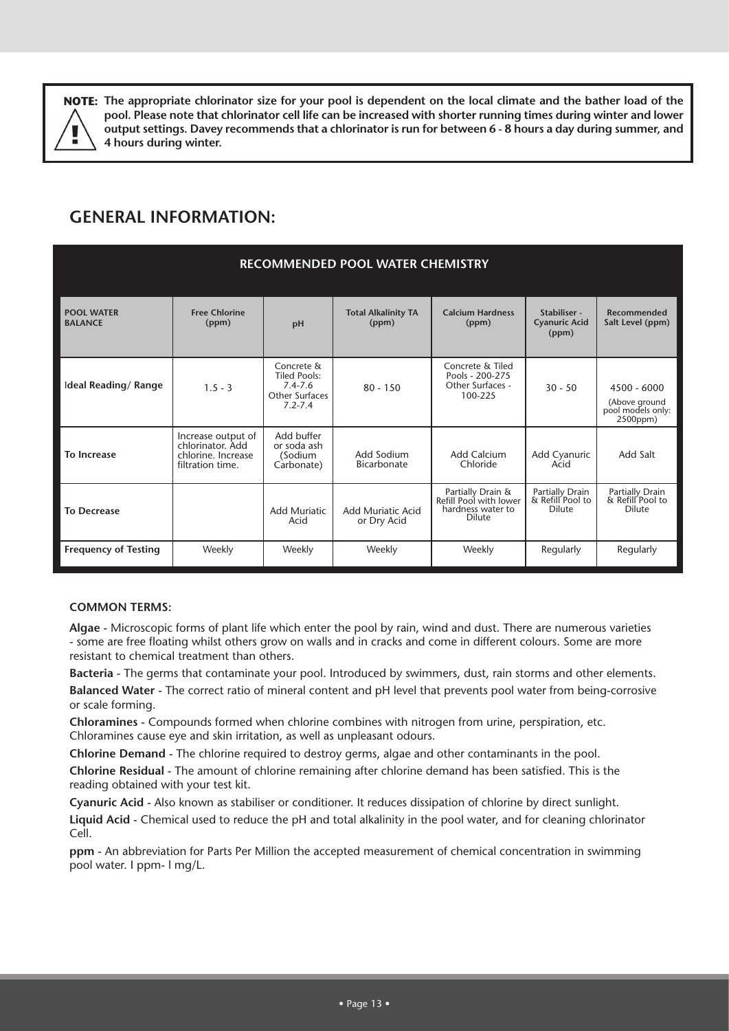**NOTE: The appropriate chlorinator size for your pool is dependent on the local climate and the bather load of the pool. Please note that chlorinator cell life can be increased with shorter running times during winter and lower output settings. Davey recommends that a chlorinator is run for between 6 - 8 hours a day during summer, and 4 hours during winter.**

## GENERAL INFORMATION:

| RECOMMENDED POOL WATER CHEMISTRY | | | | | | |
|---|---|---|---|---|---|---|
| **POOL WATER BALANCE** | **Free Chlorine (ppm)** | **pH** | **Total Alkalinity TA (ppm)** | **Calcium Hardness (ppm)** | **Stabiliser - Cyanuric Acid (ppm)** | **Recommended Salt Level (ppm)** |
| **Ideal Reading/ Range** | 1.5 - 3 | Concrete & Tiled Pools: 7.4-7.6 Other Surfaces 7.2-7.4 | 80 - 150 | Concrete & Tiled Pools - 200-275 Other Surfaces - 100-225 | 30 - 50 | 4500 - 6000 (Above ground pool models only: 2500ppm) |
| **To Increase** | Increase output of chlorinator. Add chlorine. Increase filtration time. | Add buffer or soda ash (Sodium Carbonate) | Add Sodium Bicarbonate | Add Calcium Chloride | Add Cyanuric Acid | Add Salt |
| **To Decrease** | | Add Muriatic Acid | Add Muriatic Acid or Dry Acid | Partially Drain & Refill Pool with lower hardness water to Dilute | Partially Drain & Refill Pool to Dilute | Partially Drain & Refill Pool to Dilute |
| **Frequency of Testing** | Weekly | Weekly | Weekly | Weekly | Regularly | Regularly |

### COMMON TERMS:

**Algae** - Microscopic forms of plant life which enter the pool by rain, wind and dust. There are numerous varieties - some are free floating whilst others grow on walls and in cracks and come in different colours. Some are more resistant to chemical treatment than others.

**Bacteria** - The germs that contaminate your pool. Introduced by swimmers, dust, rain storms and other elements.

**Balanced Water** - The correct ratio of mineral content and pH level that prevents pool water from being-corrosive or scale forming.

**Chloramines** - Compounds formed when chlorine combines with nitrogen from urine, perspiration, etc. Chloramines cause eye and skin irritation, as well as unpleasant odours.

**Chlorine Demand** - The chlorine required to destroy germs, algae and other contaminants in the pool.

**Chlorine Residual** - The amount of chlorine remaining after chlorine demand has been satisfied. This is the reading obtained with your test kit.

**Cyanuric Acid** - Also known as stabiliser or conditioner. It reduces dissipation of chlorine by direct sunlight.

**Liquid Acid** - Chemical used to reduce the pH and total alkalinity in the pool water, and for cleaning chlorinator Cell.

**ppm** - An abbreviation for Parts Per Million the accepted measurement of chemical concentration in swimming pool water. I ppm- l mg/L.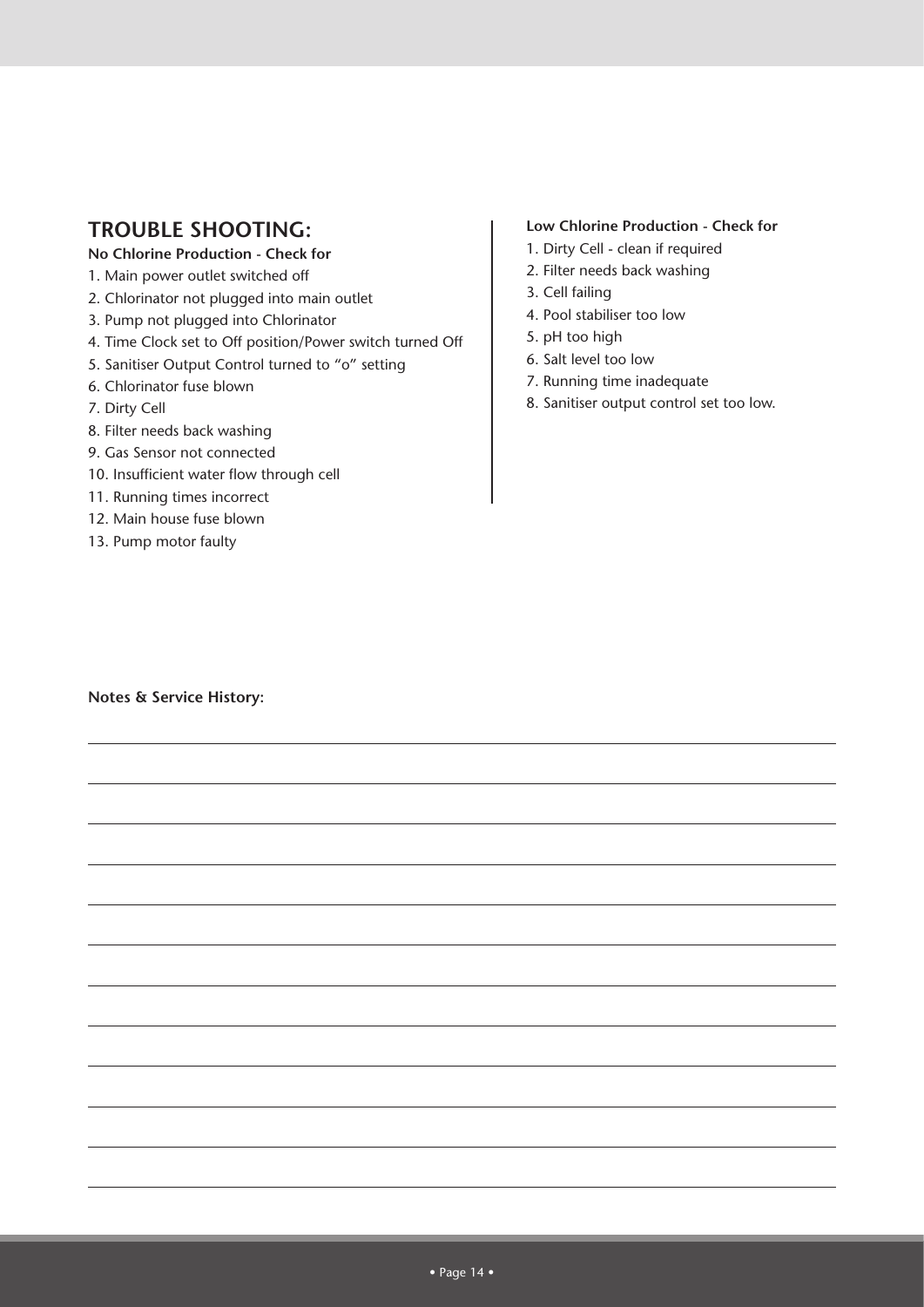## TROUBLE SHOOTING:

**No Chlorine Production - Check for**

1. Main power outlet switched off
2. Chlorinator not plugged into main outlet
3. Pump not plugged into Chlorinator
4. Time Clock set to Off position/Power switch turned Off
5. Sanitiser Output Control turned to "o" setting
6. Chlorinator fuse blown
7. Dirty Cell
8. Filter needs back washing
9. Gas Sensor not connected
10. Insufficient water flow through cell
11. Running times incorrect
12. Main house fuse blown
13. Pump motor faulty

**Low Chlorine Production - Check for**

1. Dirty Cell - clean if required
2. Filter needs back washing
3. Cell failing
4. Pool stabiliser too low
5. pH too high
6. Salt level too low
7. Running time inadequate
8. Sanitiser output control set too low.

**Notes & Service History:**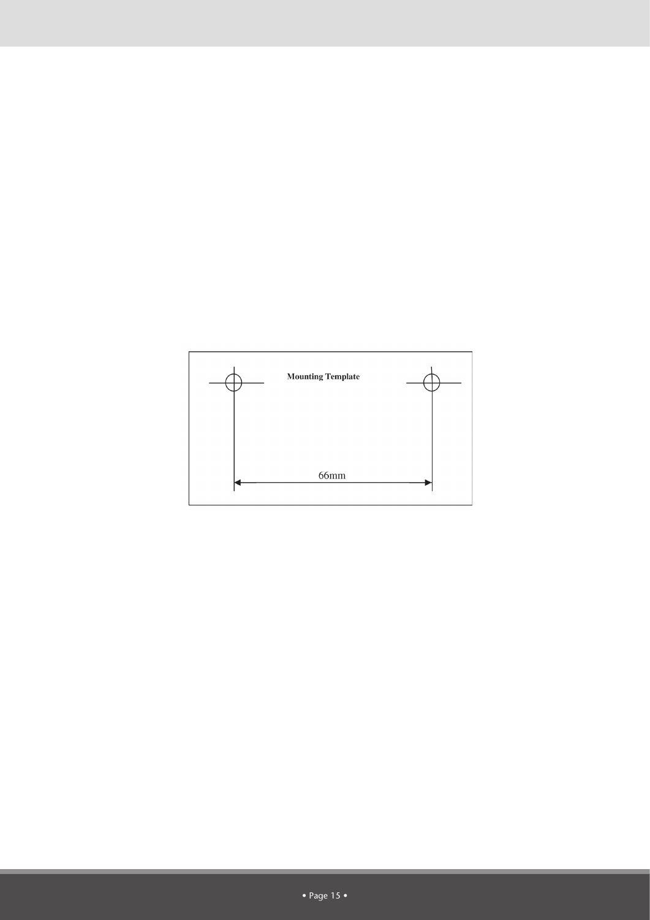**Mounting Template**

66mm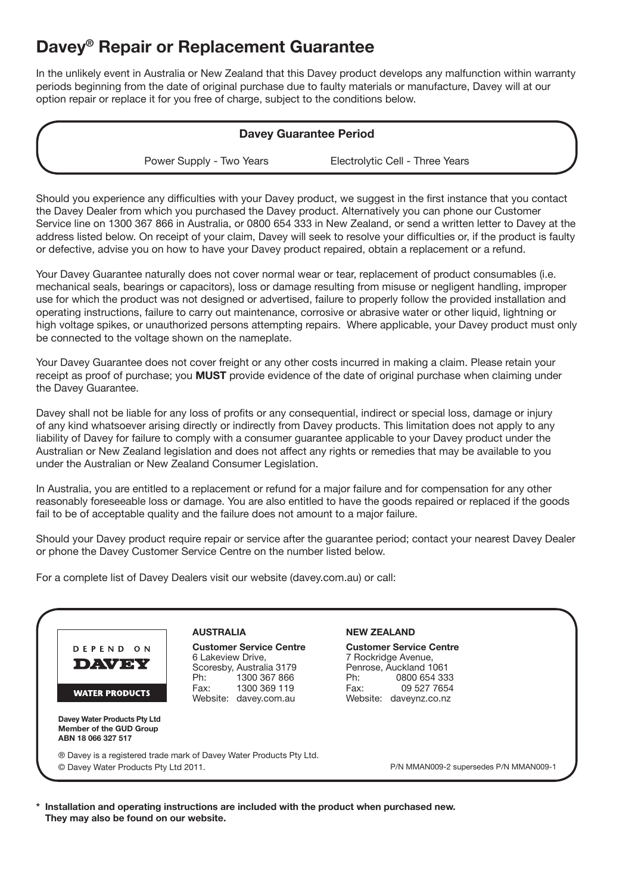# Davey® Repair or Replacement Guarantee

In the unlikely event in Australia or New Zealand that this Davey product develops any malfunction within warranty periods beginning from the date of original purchase due to faulty materials or manufacture, Davey will at our option repair or replace it for you free of charge, subject to the conditions below.

| Davey Guarantee Period | |
|---|---|
| Power Supply - Two Years | Electrolytic Cell - Three Years |

Should you experience any difficulties with your Davey product, we suggest in the first instance that you contact the Davey Dealer from which you purchased the Davey product. Alternatively you can phone our Customer Service line on 1300 367 866 in Australia, or 0800 654 333 in New Zealand, or send a written letter to Davey at the address listed below. On receipt of your claim, Davey will seek to resolve your difficulties or, if the product is faulty or defective, advise you on how to have your Davey product repaired, obtain a replacement or a refund.

Your Davey Guarantee naturally does not cover normal wear or tear, replacement of product consumables (i.e. mechanical seals, bearings or capacitors), loss or damage resulting from misuse or negligent handling, improper use for which the product was not designed or advertised, failure to properly follow the provided installation and operating instructions, failure to carry out maintenance, corrosive or abrasive water or other liquid, lightning or high voltage spikes, or unauthorized persons attempting repairs. Where applicable, your Davey product must only be connected to the voltage shown on the nameplate.

Your Davey Guarantee does not cover freight or any other costs incurred in making a claim. Please retain your receipt as proof of purchase; you **MUST** provide evidence of the date of original purchase when claiming under the Davey Guarantee.

Davey shall not be liable for any loss of profits or any consequential, indirect or special loss, damage or injury of any kind whatsoever arising directly or indirectly from Davey products. This limitation does not apply to any liability of Davey for failure to comply with a consumer guarantee applicable to your Davey product under the Australian or New Zealand legislation and does not affect any rights or remedies that may be available to you under the Australian or New Zealand Consumer Legislation.

In Australia, you are entitled to a replacement or refund for a major failure and for compensation for any other reasonably foreseeable loss or damage. You are also entitled to have the goods repaired or replaced if the goods fail to be of acceptable quality and the failure does not amount to a major failure.

Should your Davey product require repair or service after the guarantee period; contact your nearest Davey Dealer or phone the Davey Customer Service Centre on the number listed below.

For a complete list of Davey Dealers visit our website (davey.com.au) or call:

DEPEND ON DAVEY
WATER PRODUCTS

**Davey Water Products Pty Ltd**
**Member of the GUD Group**
**ABN 18 066 327 517**

**AUSTRALIA**

**Customer Service Centre**
6 Lakeview Drive,
Scoresby, Australia 3179
Ph: 1300 367 866
Fax: 1300 369 119
Website: davey.com.au

**NEW ZEALAND**

**Customer Service Centre**
7 Rockridge Avenue,
Penrose, Auckland 1061
Ph: 0800 654 333
Fax: 09 527 7654
Website: daveynz.co.nz

® Davey is a registered trade mark of Davey Water Products Pty Ltd.
© Davey Water Products Pty Ltd 2011.

P/N MMAN009-2 supersedes P/N MMAN009-1

**\* Installation and operating instructions are included with the product when purchased new. They may also be found on our website.**